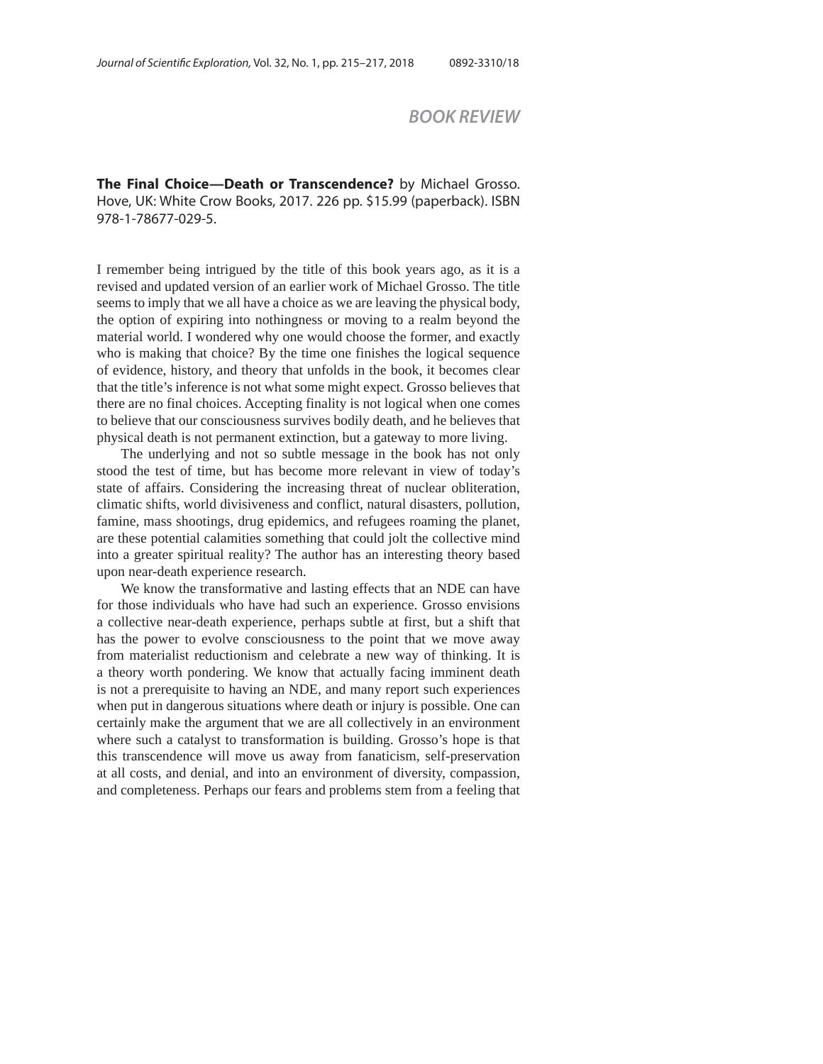## BOOK REVIEW

**The Final Choice—Death or Transcendence?** by Michael Grosso. Hove, UK: White Crow Books, 2017. 226 pp. $15.99 (paperback). ISBN 978-1-78677-029-5.

I remember being intrigued by the title of this book years ago, as it is a revised and updated version of an earlier work of Michael Grosso. The title seems to imply that we all have a choice as we are leaving the physical body, the option of expiring into nothingness or moving to a realm beyond the material world. I wondered why one would choose the former, and exactly who is making that choice? By the time one finishes the logical sequence of evidence, history, and theory that unfolds in the book, it becomes clear that the title's inference is not what some might expect. Grosso believes that there are no final choices. Accepting finality is not logical when one comes to believe that our consciousness survives bodily death, and he believes that physical death is not permanent extinction, but a gateway to more living.

The underlying and not so subtle message in the book has not only stood the test of time, but has become more relevant in view of today's state of affairs. Considering the increasing threat of nuclear obliteration, climatic shifts, world divisiveness and conflict, natural disasters, pollution, famine, mass shootings, drug epidemics, and refugees roaming the planet, are these potential calamities something that could jolt the collective mind into a greater spiritual reality? The author has an interesting theory based upon near-death experience research.

We know the transformative and lasting effects that an NDE can have for those individuals who have had such an experience. Grosso envisions a collective near-death experience, perhaps subtle at first, but a shift that has the power to evolve consciousness to the point that we move away from materialist reductionism and celebrate a new way of thinking. It is a theory worth pondering. We know that actually facing imminent death is not a prerequisite to having an NDE, and many report such experiences when put in dangerous situations where death or injury is possible. One can certainly make the argument that we are all collectively in an environment where such a catalyst to transformation is building. Grosso's hope is that this transcendence will move us away from fanaticism, self-preservation at all costs, and denial, and into an environment of diversity, compassion, and completeness. Perhaps our fears and problems stem from a feeling that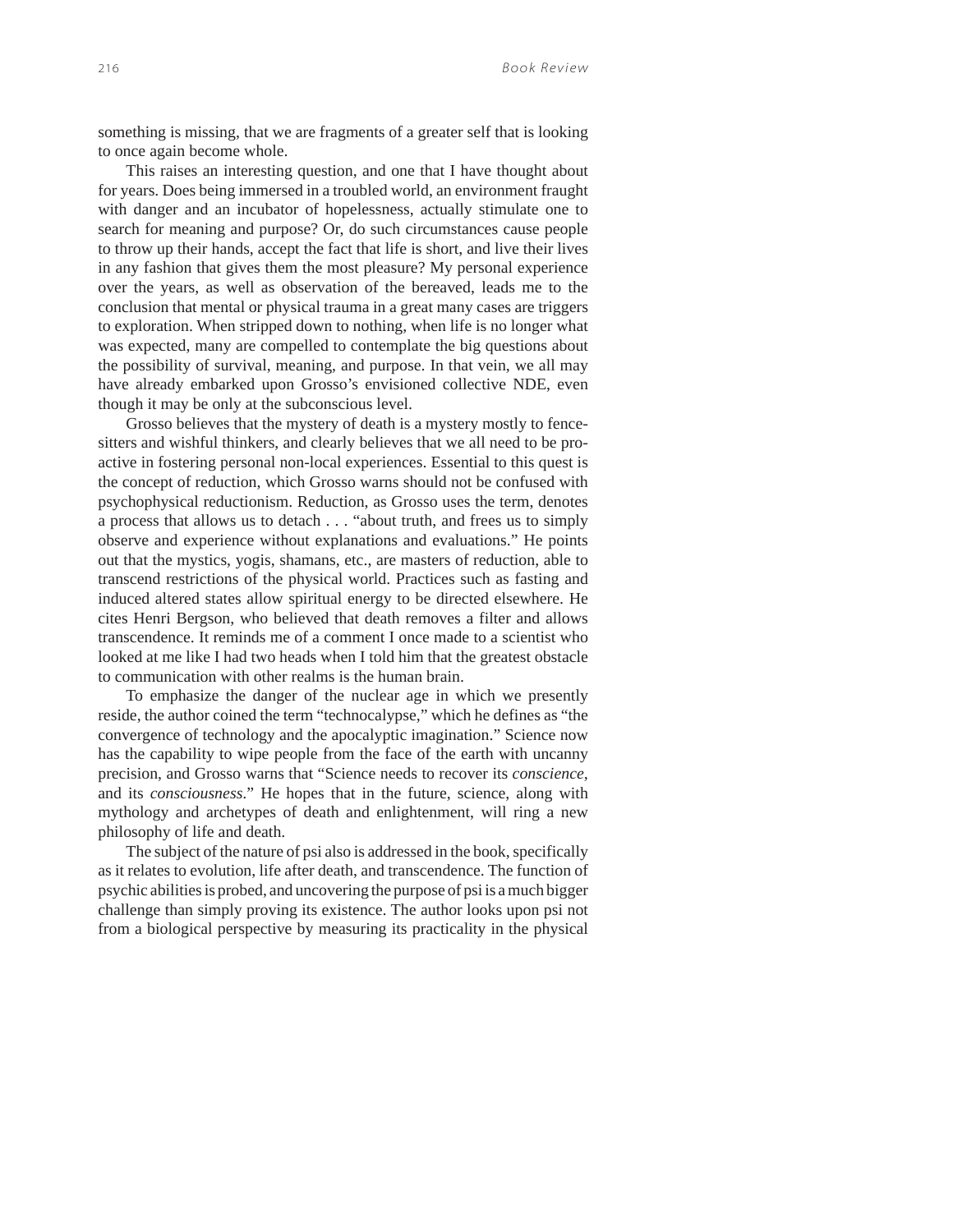something is missing, that we are fragments of a greater self that is looking to once again become whole.

This raises an interesting question, and one that I have thought about for years. Does being immersed in a troubled world, an environment fraught with danger and an incubator of hopelessness, actually stimulate one to search for meaning and purpose? Or, do such circumstances cause people to throw up their hands, accept the fact that life is short, and live their lives in any fashion that gives them the most pleasure? My personal experience over the years, as well as observation of the bereaved, leads me to the conclusion that mental or physical trauma in a great many cases are triggers to exploration. When stripped down to nothing, when life is no longer what was expected, many are compelled to contemplate the big questions about the possibility of survival, meaning, and purpose. In that vein, we all may have already embarked upon Grosso's envisioned collective NDE, even though it may be only at the subconscious level.

Grosso believes that the mystery of death is a mystery mostly to fence-sitters and wishful thinkers, and clearly believes that we all need to be pro-active in fostering personal non-local experiences. Essential to this quest is the concept of reduction, which Grosso warns should not be confused with psychophysical reductionism. Reduction, as Grosso uses the term, denotes a process that allows us to detach . . . "about truth, and frees us to simply observe and experience without explanations and evaluations." He points out that the mystics, yogis, shamans, etc., are masters of reduction, able to transcend restrictions of the physical world. Practices such as fasting and induced altered states allow spiritual energy to be directed elsewhere. He cites Henri Bergson, who believed that death removes a filter and allows transcendence. It reminds me of a comment I once made to a scientist who looked at me like I had two heads when I told him that the greatest obstacle to communication with other realms is the human brain.

To emphasize the danger of the nuclear age in which we presently reside, the author coined the term "technocalypse," which he defines as "the convergence of technology and the apocalyptic imagination." Science now has the capability to wipe people from the face of the earth with uncanny precision, and Grosso warns that "Science needs to recover its *conscience*, and its *consciousness*." He hopes that in the future, science, along with mythology and archetypes of death and enlightenment, will ring a new philosophy of life and death.

The subject of the nature of psi also is addressed in the book, specifically as it relates to evolution, life after death, and transcendence. The function of psychic abilities is probed, and uncovering the purpose of psi is a much bigger challenge than simply proving its existence. The author looks upon psi not from a biological perspective by measuring its practicality in the physical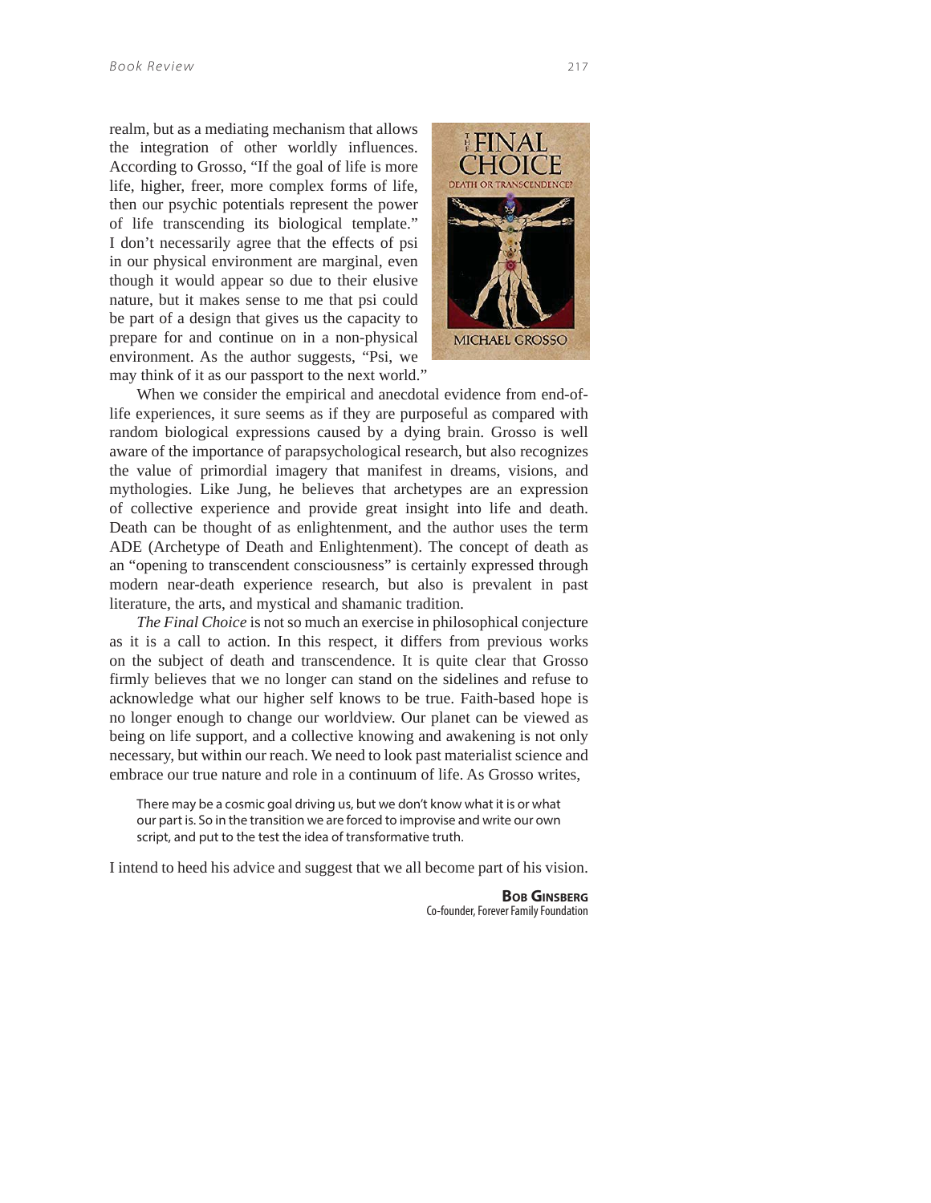realm, but as a mediating mechanism that allows the integration of other worldly influences. According to Grosso, "If the goal of life is more life, higher, freer, more complex forms of life, then our psychic potentials represent the power of life transcending its biological template." I don't necessarily agree that the effects of psi in our physical environment are marginal, even though it would appear so due to their elusive nature, but it makes sense to me that psi could be part of a design that gives us the capacity to prepare for and continue on in a non-physical environment. As the author suggests, "Psi, we may think of it as our passport to the next world."

When we consider the empirical and anecdotal evidence from end-of-life experiences, it sure seems as if they are purposeful as compared with random biological expressions caused by a dying brain. Grosso is well aware of the importance of parapsychological research, but also recognizes the value of primordial imagery that manifest in dreams, visions, and mythologies. Like Jung, he believes that archetypes are an expression of collective experience and provide great insight into life and death. Death can be thought of as enlightenment, and the author uses the term ADE (Archetype of Death and Enlightenment). The concept of death as an "opening to transcendent consciousness" is certainly expressed through modern near-death experience research, but also is prevalent in past literature, the arts, and mystical and shamanic tradition.

*The Final Choice* is not so much an exercise in philosophical conjecture as it is a call to action. In this respect, it differs from previous works on the subject of death and transcendence. It is quite clear that Grosso firmly believes that we no longer can stand on the sidelines and refuse to acknowledge what our higher self knows to be true. Faith-based hope is no longer enough to change our worldview. Our planet can be viewed as being on life support, and a collective knowing and awakening is not only necessary, but within our reach. We need to look past materialist science and embrace our true nature and role in a continuum of life. As Grosso writes,

> There may be a cosmic goal driving us, but we don't know what it is or what our part is. So in the transition we are forced to improvise and write our own script, and put to the test the idea of transformative truth.

I intend to heed his advice and suggest that we all become part of his vision.

**Bob Ginsberg**
Co-founder, Forever Family Foundation